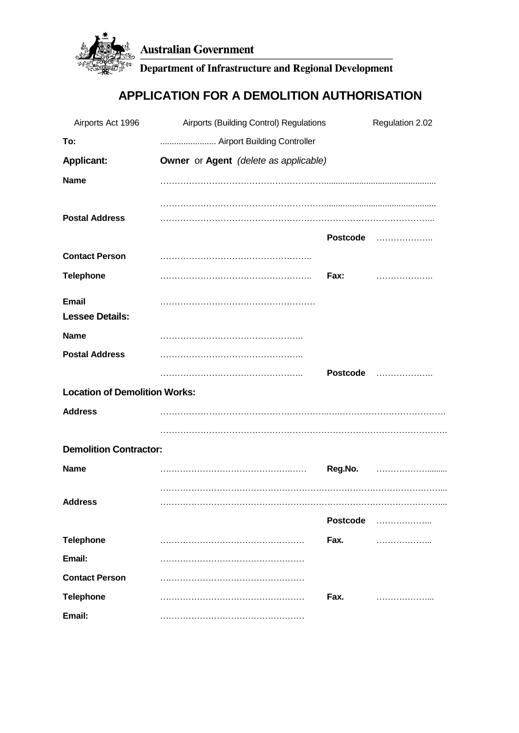Australian Government

Department of Infrastructure and Regional Development

# APPLICATION FOR A DEMOLITION AUTHORISATION

Airports Act 1996 | Airports (Building Control) Regulations | Regulation 2.02

**To:** ........................ Airport Building Controller

**Applicant:** **Owner** or **Agent** *(delete as applicable)*

**Name** ……………………………………………………...............................................

……………………………………………………...............................................

**Postal Address** ………………………………………………………………………………...

**Postcode** ………………..

**Contact Person** ……………………………………………..

**Telephone** …………………………………………….. **Fax:** ………………..

**Email** ………………………………………………

**Lessee Details:**

**Name** …………………………………………..

**Postal Address** …………………………………………..

………………………………………….. **Postcode** ………………..

**Location of Demolition Works:**

**Address** ……………………………………………………………………………………….

……………………………………………………………………………………….

**Demolition Contractor:**

**Name** …………………………………………… **Reg.No.** ………………........

…………………………………………………………………………………………...

**Address** …………………………………………………………………………………………...

**Postcode** ………………..

**Telephone** …………………………………………… **Fax.** ………………..

**Email:** ……………………………………………

**Contact Person** ……………………………………………

**Telephone** …………………………………………… **Fax.** ………………...

**Email:** ……………………………………………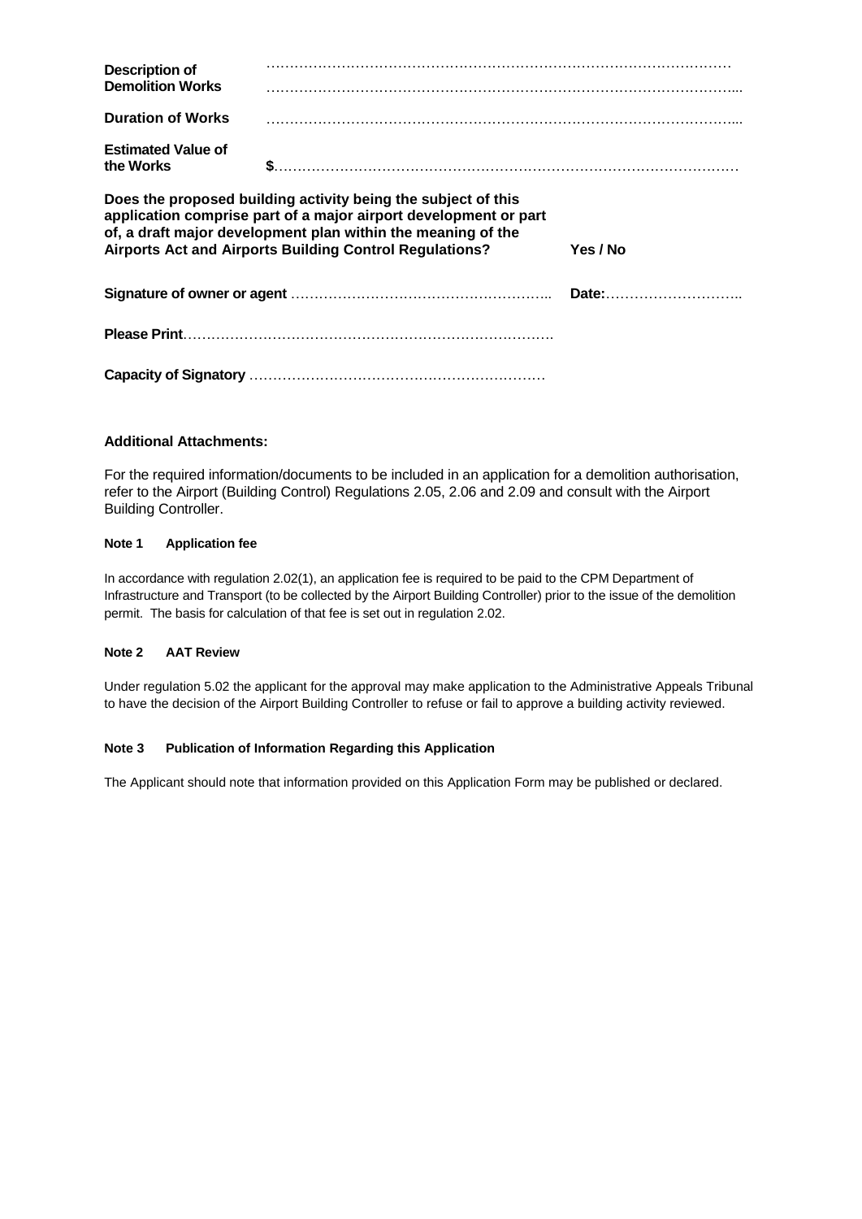**Description of Demolition Works** …………………………………………………………………………………………
…………………………………………………………………………………………...

**Duration of Works** …………………………………………………………………………………………...

**Estimated Value of the Works** **$**…………………………………………………………………………………………

**Does the proposed building activity being the subject of this application comprise part of a major airport development or part of, a draft major development plan within the meaning of the Airports Act and Airports Building Control Regulations?** **Yes / No**

**Signature of owner or agent** ……………………………………………….. **Date:**………………………..

**Please Print**…………………………………………………………………….

**Capacity of Signatory** ………………………………………………………

### Additional Attachments:

For the required information/documents to be included in an application for a demolition authorisation, refer to the Airport (Building Control) Regulations 2.05, 2.06 and 2.09 and consult with the Airport Building Controller.

#### Note 1 Application fee

In accordance with regulation 2.02(1), an application fee is required to be paid to the CPM Department of Infrastructure and Transport (to be collected by the Airport Building Controller) prior to the issue of the demolition permit. The basis for calculation of that fee is set out in regulation 2.02.

#### Note 2 AAT Review

Under regulation 5.02 the applicant for the approval may make application to the Administrative Appeals Tribunal to have the decision of the Airport Building Controller to refuse or fail to approve a building activity reviewed.

#### Note 3 Publication of Information Regarding this Application

The Applicant should note that information provided on this Application Form may be published or declared.